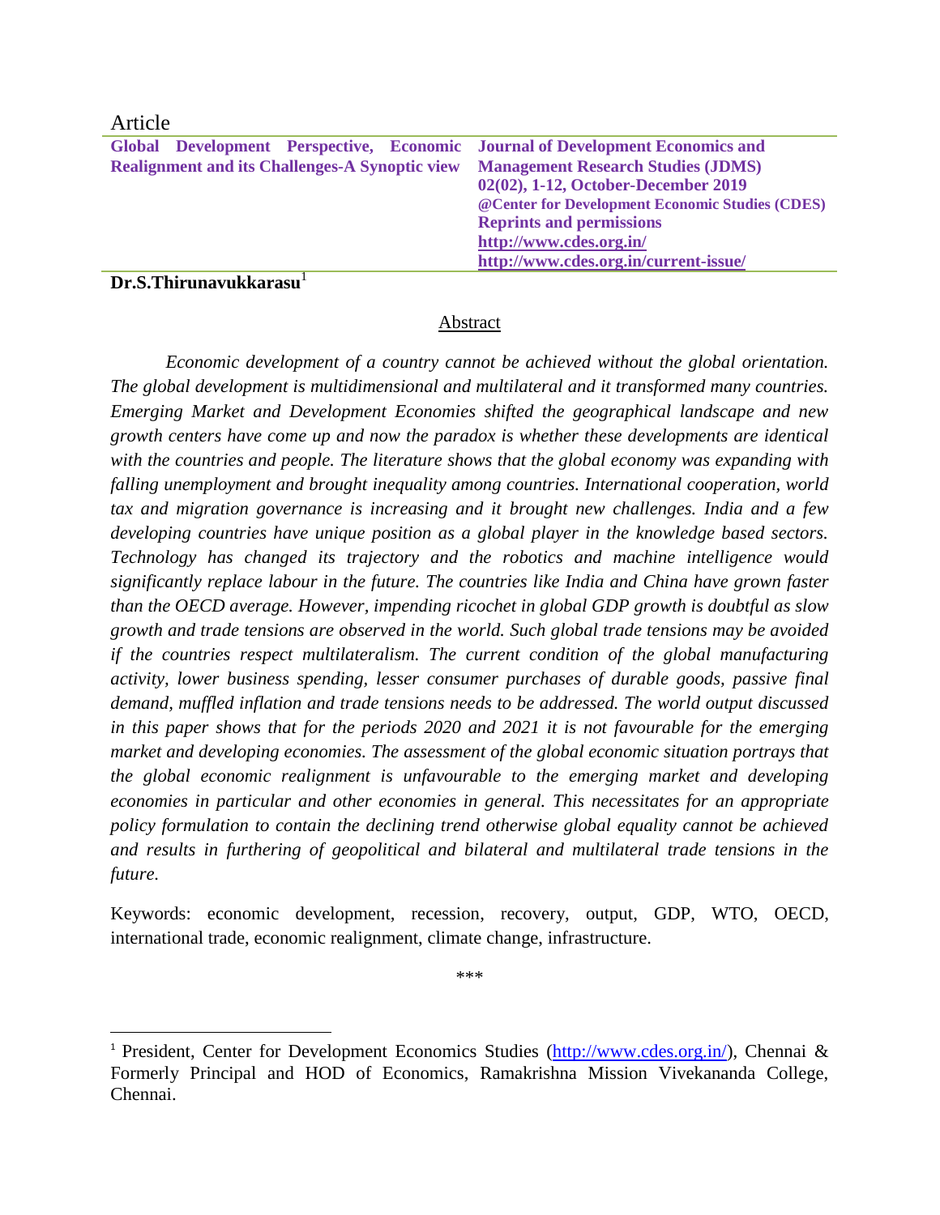Article

**Global Development Perspective, Economic Realignment and its Challenges-A Synoptic view**

**Journal of Development Economics and Management Research Studies (JDMS)**
**02(02), 1-12, October-December 2019**
**@Center for Development Economic Studies (CDES)**
**Reprints and permissions**
**http://www.cdes.org.in/**
**http://www.cdes.org.in/current-issue/**

**Dr.S.Thirunavukkarasu**[1]

## Abstract

*Economic development of a country cannot be achieved without the global orientation. The global development is multidimensional and multilateral and it transformed many countries. Emerging Market and Development Economies shifted the geographical landscape and new growth centers have come up and now the paradox is whether these developments are identical with the countries and people. The literature shows that the global economy was expanding with falling unemployment and brought inequality among countries. International cooperation, world tax and migration governance is increasing and it brought new challenges. India and a few developing countries have unique position as a global player in the knowledge based sectors. Technology has changed its trajectory and the robotics and machine intelligence would significantly replace labour in the future. The countries like India and China have grown faster than the OECD average. However, impending ricochet in global GDP growth is doubtful as slow growth and trade tensions are observed in the world. Such global trade tensions may be avoided if the countries respect multilateralism. The current condition of the global manufacturing activity, lower business spending, lesser consumer purchases of durable goods, passive final demand, muffled inflation and trade tensions needs to be addressed. The world output discussed in this paper shows that for the periods 2020 and 2021 it is not favourable for the emerging market and developing economies. The assessment of the global economic situation portrays that the global economic realignment is unfavourable to the emerging market and developing economies in particular and other economies in general. This necessitates for an appropriate policy formulation to contain the declining trend otherwise global equality cannot be achieved and results in furthering of geopolitical and bilateral and multilateral trade tensions in the future.*

Keywords: economic development, recession, recovery, output, GDP, WTO, OECD, international trade, economic realignment, climate change, infrastructure.

***

[1] President, Center for Development Economics Studies (http://www.cdes.org.in/), Chennai & Formerly Principal and HOD of Economics, Ramakrishna Mission Vivekananda College, Chennai.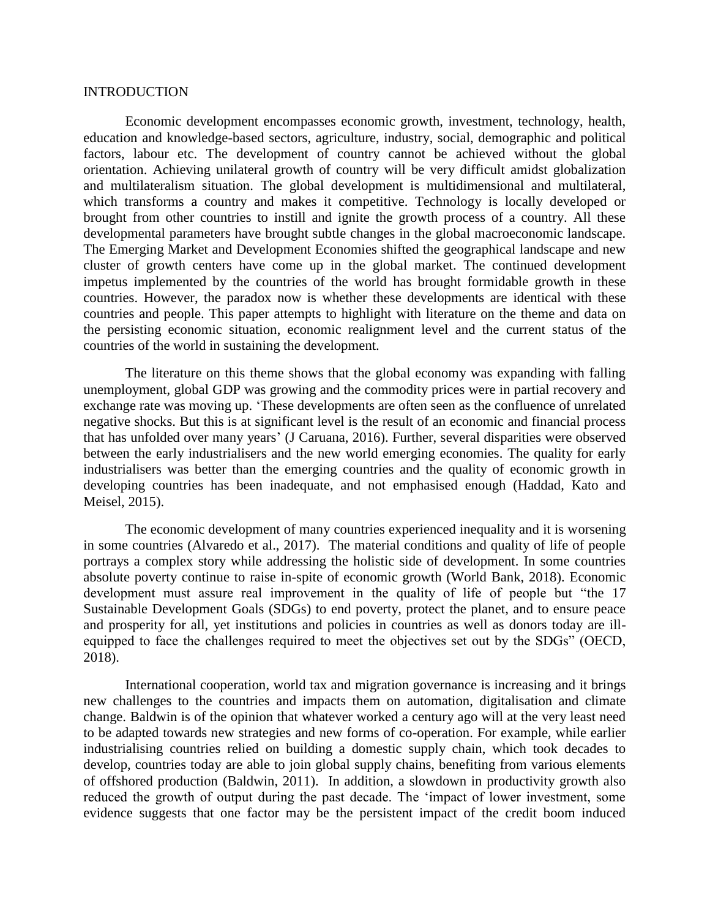## INTRODUCTION

Economic development encompasses economic growth, investment, technology, health, education and knowledge-based sectors, agriculture, industry, social, demographic and political factors, labour etc. The development of country cannot be achieved without the global orientation. Achieving unilateral growth of country will be very difficult amidst globalization and multilateralism situation. The global development is multidimensional and multilateral, which transforms a country and makes it competitive. Technology is locally developed or brought from other countries to instill and ignite the growth process of a country. All these developmental parameters have brought subtle changes in the global macroeconomic landscape. The Emerging Market and Development Economies shifted the geographical landscape and new cluster of growth centers have come up in the global market. The continued development impetus implemented by the countries of the world has brought formidable growth in these countries. However, the paradox now is whether these developments are identical with these countries and people. This paper attempts to highlight with literature on the theme and data on the persisting economic situation, economic realignment level and the current status of the countries of the world in sustaining the development.

The literature on this theme shows that the global economy was expanding with falling unemployment, global GDP was growing and the commodity prices were in partial recovery and exchange rate was moving up. 'These developments are often seen as the confluence of unrelated negative shocks. But this is at significant level is the result of an economic and financial process that has unfolded over many years' (J Caruana, 2016). Further, several disparities were observed between the early industrialisers and the new world emerging economies. The quality for early industrialisers was better than the emerging countries and the quality of economic growth in developing countries has been inadequate, and not emphasised enough (Haddad, Kato and Meisel, 2015).

The economic development of many countries experienced inequality and it is worsening in some countries (Alvaredo et al., 2017). The material conditions and quality of life of people portrays a complex story while addressing the holistic side of development. In some countries absolute poverty continue to raise in-spite of economic growth (World Bank, 2018). Economic development must assure real improvement in the quality of life of people but "the 17 Sustainable Development Goals (SDGs) to end poverty, protect the planet, and to ensure peace and prosperity for all, yet institutions and policies in countries as well as donors today are ill-equipped to face the challenges required to meet the objectives set out by the SDGs" (OECD, 2018).

International cooperation, world tax and migration governance is increasing and it brings new challenges to the countries and impacts them on automation, digitalisation and climate change. Baldwin is of the opinion that whatever worked a century ago will at the very least need to be adapted towards new strategies and new forms of co-operation. For example, while earlier industrialising countries relied on building a domestic supply chain, which took decades to develop, countries today are able to join global supply chains, benefiting from various elements of offshored production (Baldwin, 2011). In addition, a slowdown in productivity growth also reduced the growth of output during the past decade. The 'impact of lower investment, some evidence suggests that one factor may be the persistent impact of the credit boom induced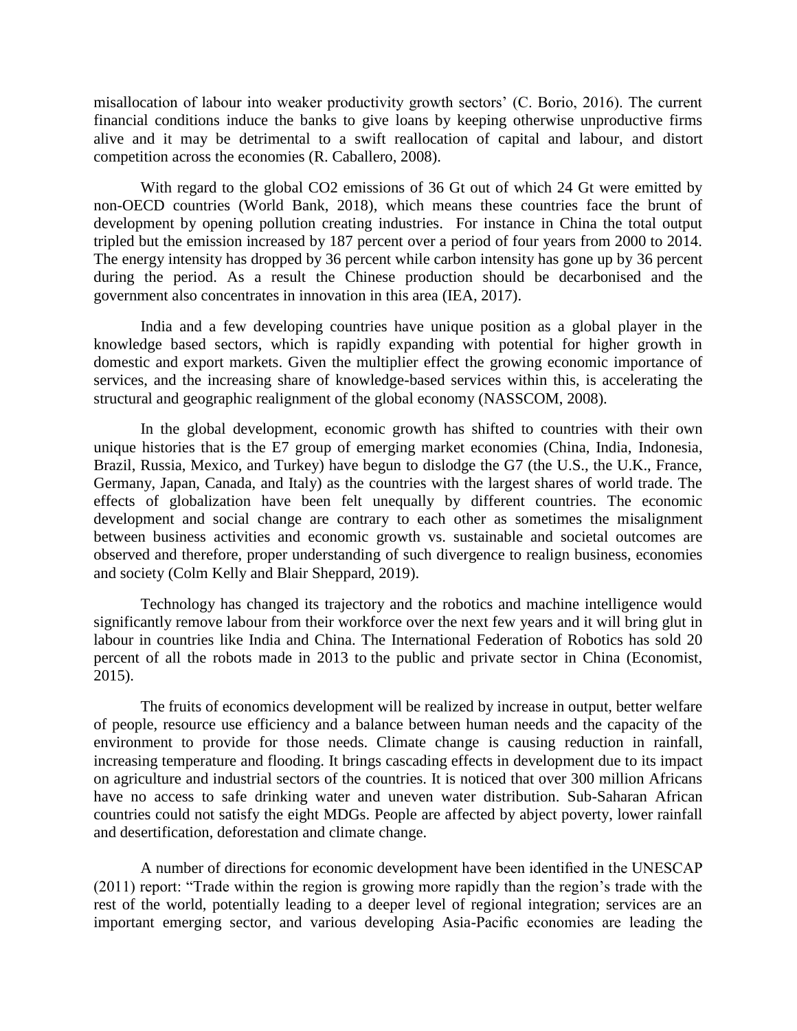misallocation of labour into weaker productivity growth sectors' (C. Borio, 2016). The current financial conditions induce the banks to give loans by keeping otherwise unproductive firms alive and it may be detrimental to a swift reallocation of capital and labour, and distort competition across the economies (R. Caballero, 2008).

With regard to the global $CO_2$ emissions of 36 Gt out of which 24 Gt were emitted by non-OECD countries (World Bank, 2018), which means these countries face the brunt of development by opening pollution creating industries. For instance in China the total output tripled but the emission increased by 187 percent over a period of four years from 2000 to 2014. The energy intensity has dropped by 36 percent while carbon intensity has gone up by 36 percent during the period. As a result the Chinese production should be decarbonised and the government also concentrates in innovation in this area (IEA, 2017).

India and a few developing countries have unique position as a global player in the knowledge based sectors, which is rapidly expanding with potential for higher growth in domestic and export markets. Given the multiplier effect the growing economic importance of services, and the increasing share of knowledge-based services within this, is accelerating the structural and geographic realignment of the global economy (NASSCOM, 2008).

In the global development, economic growth has shifted to countries with their own unique histories that is the E7 group of emerging market economies (China, India, Indonesia, Brazil, Russia, Mexico, and Turkey) have begun to dislodge the G7 (the U.S., the U.K., France, Germany, Japan, Canada, and Italy) as the countries with the largest shares of world trade. The effects of globalization have been felt unequally by different countries. The economic development and social change are contrary to each other as sometimes the misalignment between business activities and economic growth vs. sustainable and societal outcomes are observed and therefore, proper understanding of such divergence to realign business, economies and society (Colm Kelly and Blair Sheppard, 2019).

Technology has changed its trajectory and the robotics and machine intelligence would significantly remove labour from their workforce over the next few years and it will bring glut in labour in countries like India and China. The International Federation of Robotics has sold 20 percent of all the robots made in 2013 to the public and private sector in China (Economist, 2015).

The fruits of economics development will be realized by increase in output, better welfare of people, resource use efficiency and a balance between human needs and the capacity of the environment to provide for those needs. Climate change is causing reduction in rainfall, increasing temperature and flooding. It brings cascading effects in development due to its impact on agriculture and industrial sectors of the countries. It is noticed that over 300 million Africans have no access to safe drinking water and uneven water distribution. Sub-Saharan African countries could not satisfy the eight MDGs. People are affected by abject poverty, lower rainfall and desertification, deforestation and climate change.

A number of directions for economic development have been identified in the UNESCAP (2011) report: "Trade within the region is growing more rapidly than the region's trade with the rest of the world, potentially leading to a deeper level of regional integration; services are an important emerging sector, and various developing Asia-Pacific economies are leading the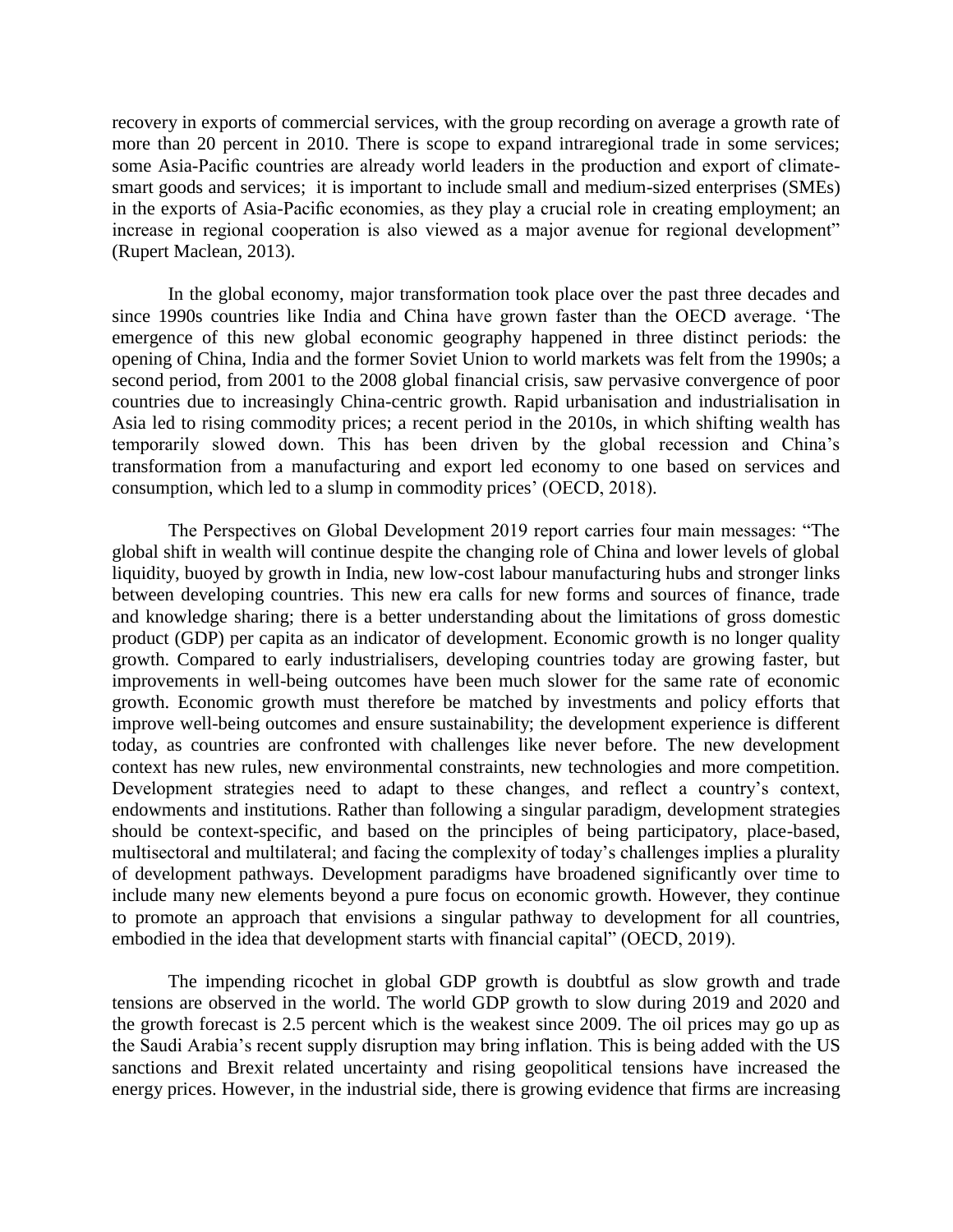recovery in exports of commercial services, with the group recording on average a growth rate of more than 20 percent in 2010. There is scope to expand intraregional trade in some services; some Asia-Pacific countries are already world leaders in the production and export of climate-smart goods and services; it is important to include small and medium-sized enterprises (SMEs) in the exports of Asia-Pacific economies, as they play a crucial role in creating employment; an increase in regional cooperation is also viewed as a major avenue for regional development" (Rupert Maclean, 2013).

In the global economy, major transformation took place over the past three decades and since 1990s countries like India and China have grown faster than the OECD average. 'The emergence of this new global economic geography happened in three distinct periods: the opening of China, India and the former Soviet Union to world markets was felt from the 1990s; a second period, from 2001 to the 2008 global financial crisis, saw pervasive convergence of poor countries due to increasingly China-centric growth. Rapid urbanisation and industrialisation in Asia led to rising commodity prices; a recent period in the 2010s, in which shifting wealth has temporarily slowed down. This has been driven by the global recession and China's transformation from a manufacturing and export led economy to one based on services and consumption, which led to a slump in commodity prices' (OECD, 2018).

The Perspectives on Global Development 2019 report carries four main messages: "The global shift in wealth will continue despite the changing role of China and lower levels of global liquidity, buoyed by growth in India, new low-cost labour manufacturing hubs and stronger links between developing countries. This new era calls for new forms and sources of finance, trade and knowledge sharing; there is a better understanding about the limitations of gross domestic product (GDP) per capita as an indicator of development. Economic growth is no longer quality growth. Compared to early industrialisers, developing countries today are growing faster, but improvements in well-being outcomes have been much slower for the same rate of economic growth. Economic growth must therefore be matched by investments and policy efforts that improve well-being outcomes and ensure sustainability; the development experience is different today, as countries are confronted with challenges like never before. The new development context has new rules, new environmental constraints, new technologies and more competition. Development strategies need to adapt to these changes, and reflect a country's context, endowments and institutions. Rather than following a singular paradigm, development strategies should be context-specific, and based on the principles of being participatory, place-based, multisectoral and multilateral; and facing the complexity of today's challenges implies a plurality of development pathways. Development paradigms have broadened significantly over time to include many new elements beyond a pure focus on economic growth. However, they continue to promote an approach that envisions a singular pathway to development for all countries, embodied in the idea that development starts with financial capital" (OECD, 2019).

The impending ricochet in global GDP growth is doubtful as slow growth and trade tensions are observed in the world. The world GDP growth to slow during 2019 and 2020 and the growth forecast is 2.5 percent which is the weakest since 2009. The oil prices may go up as the Saudi Arabia's recent supply disruption may bring inflation. This is being added with the US sanctions and Brexit related uncertainty and rising geopolitical tensions have increased the energy prices. However, in the industrial side, there is growing evidence that firms are increasing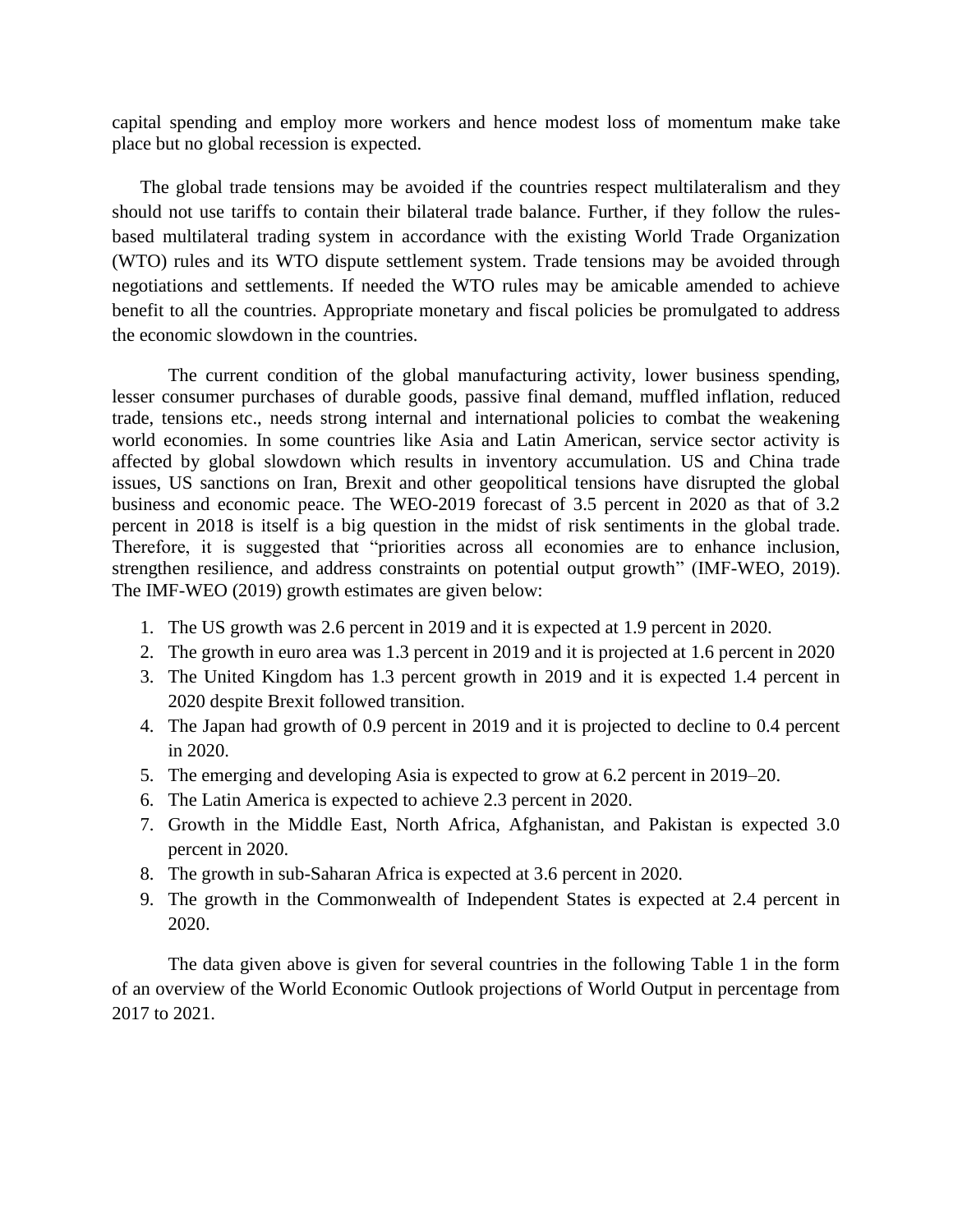capital spending and employ more workers and hence modest loss of momentum make take place but no global recession is expected.

The global trade tensions may be avoided if the countries respect multilateralism and they should not use tariffs to contain their bilateral trade balance. Further, if they follow the rules-based multilateral trading system in accordance with the existing World Trade Organization (WTO) rules and its WTO dispute settlement system. Trade tensions may be avoided through negotiations and settlements. If needed the WTO rules may be amicable amended to achieve benefit to all the countries. Appropriate monetary and fiscal policies be promulgated to address the economic slowdown in the countries.

The current condition of the global manufacturing activity, lower business spending, lesser consumer purchases of durable goods, passive final demand, muffled inflation, reduced trade, tensions etc., needs strong internal and international policies to combat the weakening world economies. In some countries like Asia and Latin American, service sector activity is affected by global slowdown which results in inventory accumulation. US and China trade issues, US sanctions on Iran, Brexit and other geopolitical tensions have disrupted the global business and economic peace. The WEO-2019 forecast of 3.5 percent in 2020 as that of 3.2 percent in 2018 is itself is a big question in the midst of risk sentiments in the global trade. Therefore, it is suggested that "priorities across all economies are to enhance inclusion, strengthen resilience, and address constraints on potential output growth" (IMF-WEO, 2019). The IMF-WEO (2019) growth estimates are given below:

1. The US growth was 2.6 percent in 2019 and it is expected at 1.9 percent in 2020.
2. The growth in euro area was 1.3 percent in 2019 and it is projected at 1.6 percent in 2020
3. The United Kingdom has 1.3 percent growth in 2019 and it is expected 1.4 percent in 2020 despite Brexit followed transition.
4. The Japan had growth of 0.9 percent in 2019 and it is projected to decline to 0.4 percent in 2020.
5. The emerging and developing Asia is expected to grow at 6.2 percent in 2019–20.
6. The Latin America is expected to achieve 2.3 percent in 2020.
7. Growth in the Middle East, North Africa, Afghanistan, and Pakistan is expected 3.0 percent in 2020.
8. The growth in sub-Saharan Africa is expected at 3.6 percent in 2020.
9. The growth in the Commonwealth of Independent States is expected at 2.4 percent in 2020.

The data given above is given for several countries in the following Table 1 in the form of an overview of the World Economic Outlook projections of World Output in percentage from 2017 to 2021.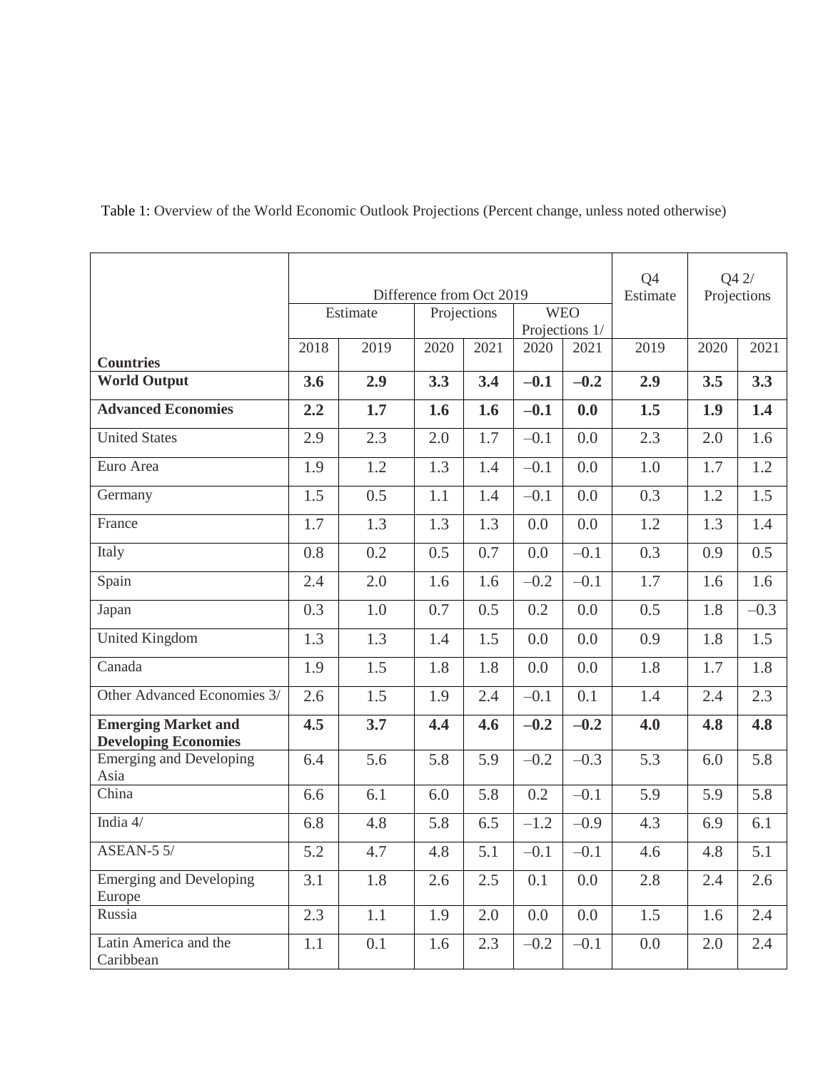Table 1: Overview of the World Economic Outlook Projections (Percent change, unless noted otherwise)

| | Difference from Oct 2019 | | | | | | Q4 Estimate | Q4 2/ Projections | |
|---|---|---|---|---|---|---|---|---|---|
| | Estimate | | Projections | | WEO Projections 1/ | | | | |
| **Countries** | 2018 | 2019 | 2020 | 2021 | 2020 | 2021 | 2019 | 2020 | 2021 |
| **World Output** | **3.6** | **2.9** | **3.3** | **3.4** | **–0.1** | **–0.2** | **2.9** | **3.5** | **3.3** |
| **Advanced Economies** | **2.2** | **1.7** | **1.6** | **1.6** | **–0.1** | **0.0** | **1.5** | **1.9** | **1.4** |
| United States | 2.9 | 2.3 | 2.0 | 1.7 | –0.1 | 0.0 | 2.3 | 2.0 | 1.6 |
| Euro Area | 1.9 | 1.2 | 1.3 | 1.4 | –0.1 | 0.0 | 1.0 | 1.7 | 1.2 |
| Germany | 1.5 | 0.5 | 1.1 | 1.4 | –0.1 | 0.0 | 0.3 | 1.2 | 1.5 |
| France | 1.7 | 1.3 | 1.3 | 1.3 | 0.0 | 0.0 | 1.2 | 1.3 | 1.4 |
| Italy | 0.8 | 0.2 | 0.5 | 0.7 | 0.0 | –0.1 | 0.3 | 0.9 | 0.5 |
| Spain | 2.4 | 2.0 | 1.6 | 1.6 | –0.2 | –0.1 | 1.7 | 1.6 | 1.6 |
| Japan | 0.3 | 1.0 | 0.7 | 0.5 | 0.2 | 0.0 | 0.5 | 1.8 | –0.3 |
| United Kingdom | 1.3 | 1.3 | 1.4 | 1.5 | 0.0 | 0.0 | 0.9 | 1.8 | 1.5 |
| Canada | 1.9 | 1.5 | 1.8 | 1.8 | 0.0 | 0.0 | 1.8 | 1.7 | 1.8 |
| Other Advanced Economies 3/ | 2.6 | 1.5 | 1.9 | 2.4 | –0.1 | 0.1 | 1.4 | 2.4 | 2.3 |
| **Emerging Market and Developing Economies** | **4.5** | **3.7** | **4.4** | **4.6** | **–0.2** | **–0.2** | **4.0** | **4.8** | **4.8** |
| Emerging and Developing Asia | 6.4 | 5.6 | 5.8 | 5.9 | –0.2 | –0.3 | 5.3 | 6.0 | 5.8 |
| China | 6.6 | 6.1 | 6.0 | 5.8 | 0.2 | –0.1 | 5.9 | 5.9 | 5.8 |
| India 4/ | 6.8 | 4.8 | 5.8 | 6.5 | –1.2 | –0.9 | 4.3 | 6.9 | 6.1 |
| ASEAN-5 5/ | 5.2 | 4.7 | 4.8 | 5.1 | –0.1 | –0.1 | 4.6 | 4.8 | 5.1 |
| Emerging and Developing Europe | 3.1 | 1.8 | 2.6 | 2.5 | 0.1 | 0.0 | 2.8 | 2.4 | 2.6 |
| Russia | 2.3 | 1.1 | 1.9 | 2.0 | 0.0 | 0.0 | 1.5 | 1.6 | 2.4 |
| Latin America and the Caribbean | 1.1 | 0.1 | 1.6 | 2.3 | –0.2 | –0.1 | 0.0 | 2.0 | 2.4 |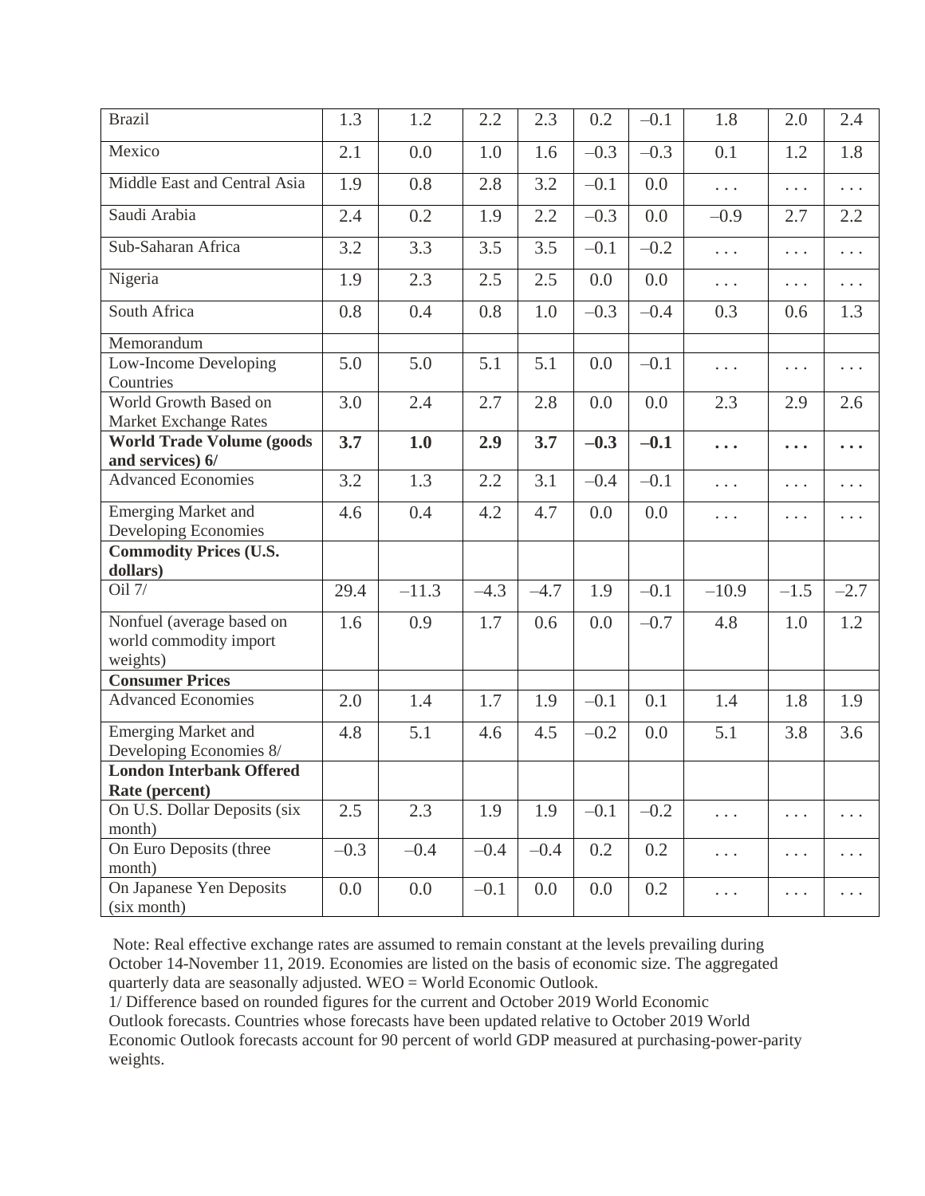| Brazil | 1.3 | 1.2 | 2.2 | 2.3 | 0.2 | –0.1 | 1.8 | 2.0 | 2.4 |
|---|---|---|---|---|---|---|---|---|---|
| Mexico | 2.1 | 0.0 | 1.0 | 1.6 | –0.3 | –0.3 | 0.1 | 1.2 | 1.8 |
| Middle East and Central Asia | 1.9 | 0.8 | 2.8 | 3.2 | –0.1 | 0.0 | . . . | . . . | . . . |
| Saudi Arabia | 2.4 | 0.2 | 1.9 | 2.2 | –0.3 | 0.0 | –0.9 | 2.7 | 2.2 |
| Sub-Saharan Africa | 3.2 | 3.3 | 3.5 | 3.5 | –0.1 | –0.2 | . . . | . . . | . . . |
| Nigeria | 1.9 | 2.3 | 2.5 | 2.5 | 0.0 | 0.0 | . . . | . . . | . . . |
| South Africa | 0.8 | 0.4 | 0.8 | 1.0 | –0.3 | –0.4 | 0.3 | 0.6 | 1.3 |
| Memorandum | | | | | | | | | |
| Low-Income Developing Countries | 5.0 | 5.0 | 5.1 | 5.1 | 0.0 | –0.1 | . . . | . . . | . . . |
| World Growth Based on Market Exchange Rates | 3.0 | 2.4 | 2.7 | 2.8 | 0.0 | 0.0 | 2.3 | 2.9 | 2.6 |
| **World Trade Volume (goods and services) 6/** | **3.7** | **1.0** | **2.9** | **3.7** | **–0.3** | **–0.1** | **. . .** | **. . .** | **. . .** |
| Advanced Economies | 3.2 | 1.3 | 2.2 | 3.1 | –0.4 | –0.1 | . . . | . . . | . . . |
| Emerging Market and Developing Economies | 4.6 | 0.4 | 4.2 | 4.7 | 0.0 | 0.0 | . . . | . . . | . . . |
| **Commodity Prices (U.S. dollars)** | | | | | | | | | |
| Oil 7/ | 29.4 | –11.3 | –4.3 | –4.7 | 1.9 | –0.1 | –10.9 | –1.5 | –2.7 |
| Nonfuel (average based on world commodity import weights) | 1.6 | 0.9 | 1.7 | 0.6 | 0.0 | –0.7 | 4.8 | 1.0 | 1.2 |
| **Consumer Prices** | | | | | | | | | |
| Advanced Economies | 2.0 | 1.4 | 1.7 | 1.9 | –0.1 | 0.1 | 1.4 | 1.8 | 1.9 |
| Emerging Market and Developing Economies 8/ | 4.8 | 5.1 | 4.6 | 4.5 | –0.2 | 0.0 | 5.1 | 3.8 | 3.6 |
| **London Interbank Offered Rate (percent)** | | | | | | | | | |
| On U.S. Dollar Deposits (six month) | 2.5 | 2.3 | 1.9 | 1.9 | –0.1 | –0.2 | . . . | . . . | . . . |
| On Euro Deposits (three month) | –0.3 | –0.4 | –0.4 | –0.4 | 0.2 | 0.2 | . . . | . . . | . . . |
| On Japanese Yen Deposits (six month) | 0.0 | 0.0 | –0.1 | 0.0 | 0.0 | 0.2 | . . . | . . . | . . . |

Note: Real effective exchange rates are assumed to remain constant at the levels prevailing during October 14-November 11, 2019. Economies are listed on the basis of economic size. The aggregated quarterly data are seasonally adjusted. WEO = World Economic Outlook.

1/ Difference based on rounded figures for the current and October 2019 World Economic Outlook forecasts. Countries whose forecasts have been updated relative to October 2019 World Economic Outlook forecasts account for 90 percent of world GDP measured at purchasing-power-parity weights.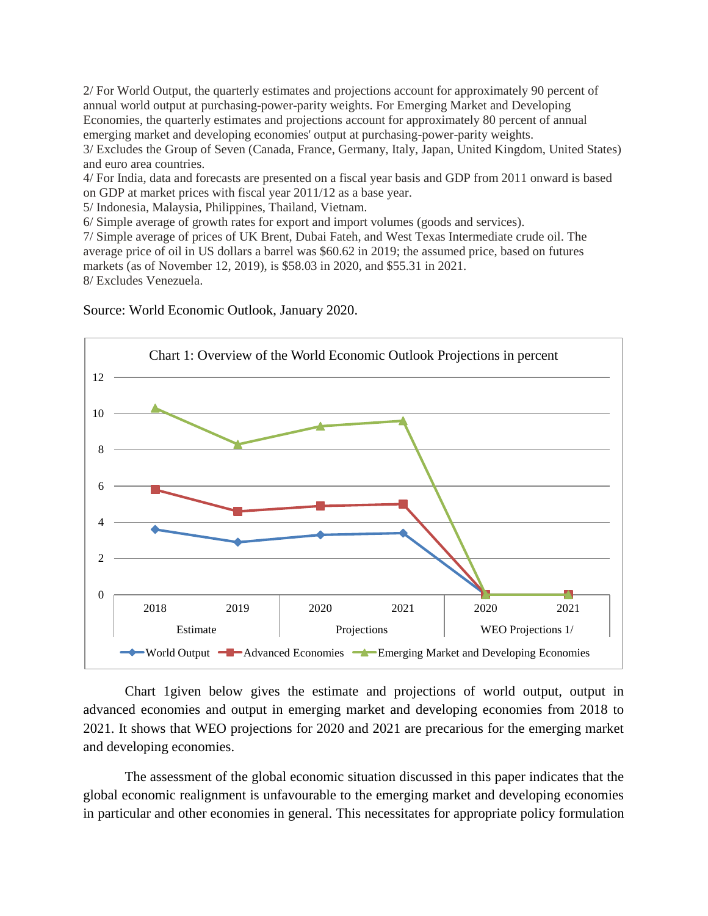2/ For World Output, the quarterly estimates and projections account for approximately 90 percent of annual world output at purchasing-power-parity weights. For Emerging Market and Developing Economies, the quarterly estimates and projections account for approximately 80 percent of annual emerging market and developing economies' output at purchasing-power-parity weights.
3/ Excludes the Group of Seven (Canada, France, Germany, Italy, Japan, United Kingdom, United States) and euro area countries.
4/ For India, data and forecasts are presented on a fiscal year basis and GDP from 2011 onward is based on GDP at market prices with fiscal year 2011/12 as a base year.
5/ Indonesia, Malaysia, Philippines, Thailand, Vietnam.
6/ Simple average of growth rates for export and import volumes (goods and services).
7/ Simple average of prices of UK Brent, Dubai Fateh, and West Texas Intermediate crude oil. The average price of oil in US dollars a barrel was $60.62 in 2019; the assumed price, based on futures markets (as of November 12, 2019), is $58.03 in 2020, and $55.31 in 2021.
8/ Excludes Venezuela.

Source: World Economic Outlook, January 2020.

Chart 1: Overview of the World Economic Outlook Projections in percent

Chart 1given below gives the estimate and projections of world output, output in advanced economies and output in emerging market and developing economies from 2018 to 2021. It shows that WEO projections for 2020 and 2021 are precarious for the emerging market and developing economies.

The assessment of the global economic situation discussed in this paper indicates that the global economic realignment is unfavourable to the emerging market and developing economies in particular and other economies in general. This necessitates for appropriate policy formulation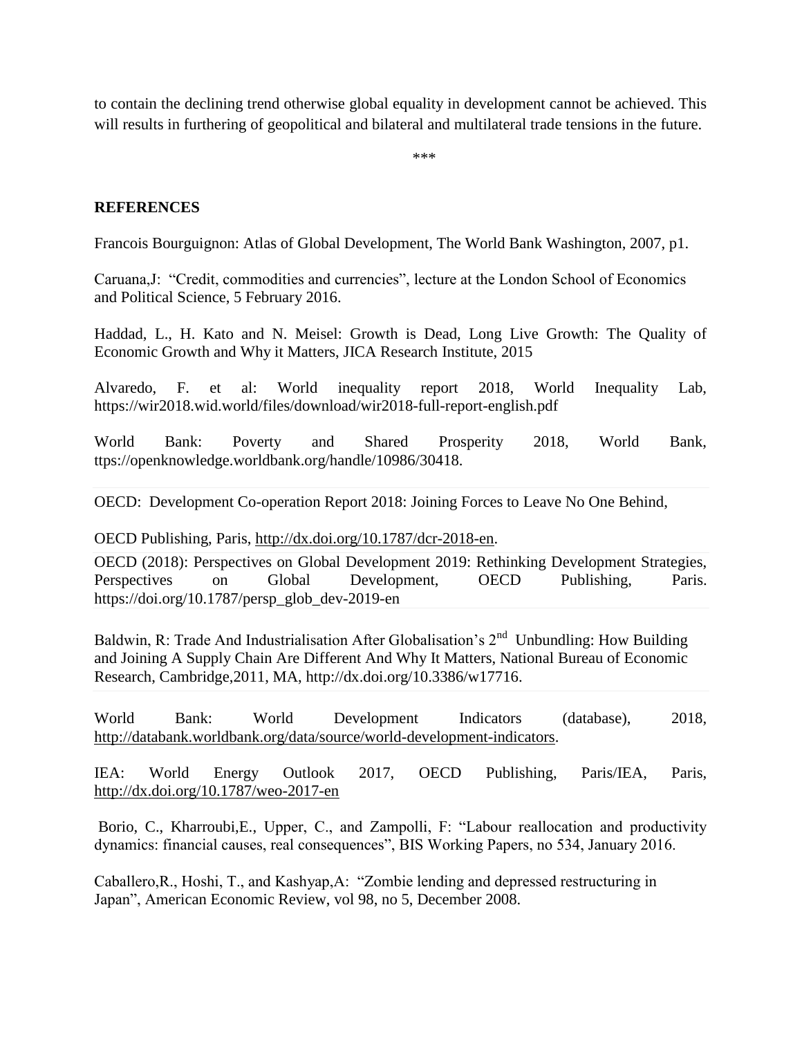to contain the declining trend otherwise global equality in development cannot be achieved. This will results in furthering of geopolitical and bilateral and multilateral trade tensions in the future.

***

**REFERENCES**

Francois Bourguignon: Atlas of Global Development, The World Bank Washington, 2007, p1.

Caruana,J: "Credit, commodities and currencies", lecture at the London School of Economics and Political Science, 5 February 2016.

Haddad, L., H. Kato and N. Meisel: Growth is Dead, Long Live Growth: The Quality of Economic Growth and Why it Matters, JICA Research Institute, 2015

Alvaredo, F. et al: World inequality report 2018, World Inequality Lab, https://wir2018.wid.world/files/download/wir2018-full-report-english.pdf

World Bank: Poverty and Shared Prosperity 2018, World Bank, ttps://openknowledge.worldbank.org/handle/10986/30418.

OECD: Development Co-operation Report 2018: Joining Forces to Leave No One Behind,

OECD Publishing, Paris, http://dx.doi.org/10.1787/dcr-2018-en.

OECD (2018): Perspectives on Global Development 2019: Rethinking Development Strategies, Perspectives on Global Development, OECD Publishing, Paris. https://doi.org/10.1787/persp_glob_dev-2019-en

Baldwin, R: Trade And Industrialisation After Globalisation's 2nd Unbundling: How Building and Joining A Supply Chain Are Different And Why It Matters, National Bureau of Economic Research, Cambridge,2011, MA, http://dx.doi.org/10.3386/w17716.

World Bank: World Development Indicators (database), 2018, http://databank.worldbank.org/data/source/world-development-indicators.

IEA: World Energy Outlook 2017, OECD Publishing, Paris/IEA, Paris, http://dx.doi.org/10.1787/weo-2017-en

Borio, C., Kharroubi,E., Upper, C., and Zampolli, F: "Labour reallocation and productivity dynamics: financial causes, real consequences", BIS Working Papers, no 534, January 2016.

Caballero,R., Hoshi, T., and Kashyap,A: "Zombie lending and depressed restructuring in Japan", American Economic Review, vol 98, no 5, December 2008.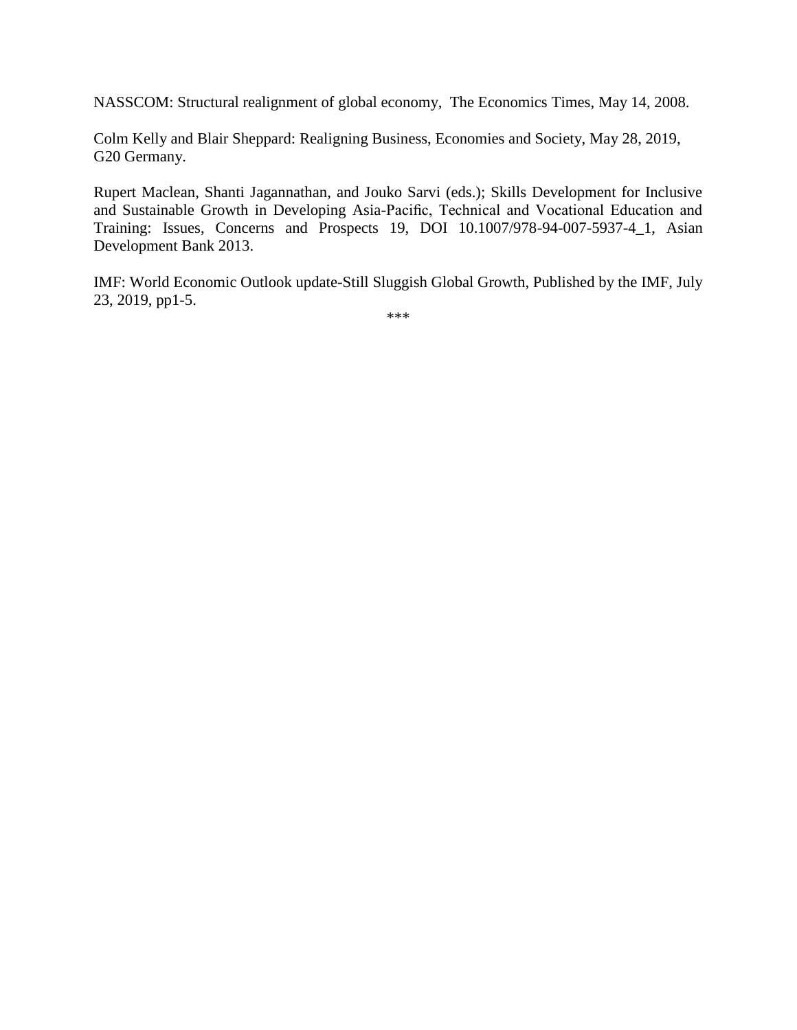NASSCOM: Structural realignment of global economy,  The Economics Times, May 14, 2008.

Colm Kelly and Blair Sheppard: Realigning Business, Economies and Society, May 28, 2019, G20 Germany.

Rupert Maclean, Shanti Jagannathan, and Jouko Sarvi (eds.); Skills Development for Inclusive and Sustainable Growth in Developing Asia-Pacific, Technical and Vocational Education and Training: Issues, Concerns and Prospects 19, DOI 10.1007/978-94-007-5937-4_1, Asian Development Bank 2013.

IMF: World Economic Outlook update-Still Sluggish Global Growth, Published by the IMF, July 23, 2019, pp1-5.

***